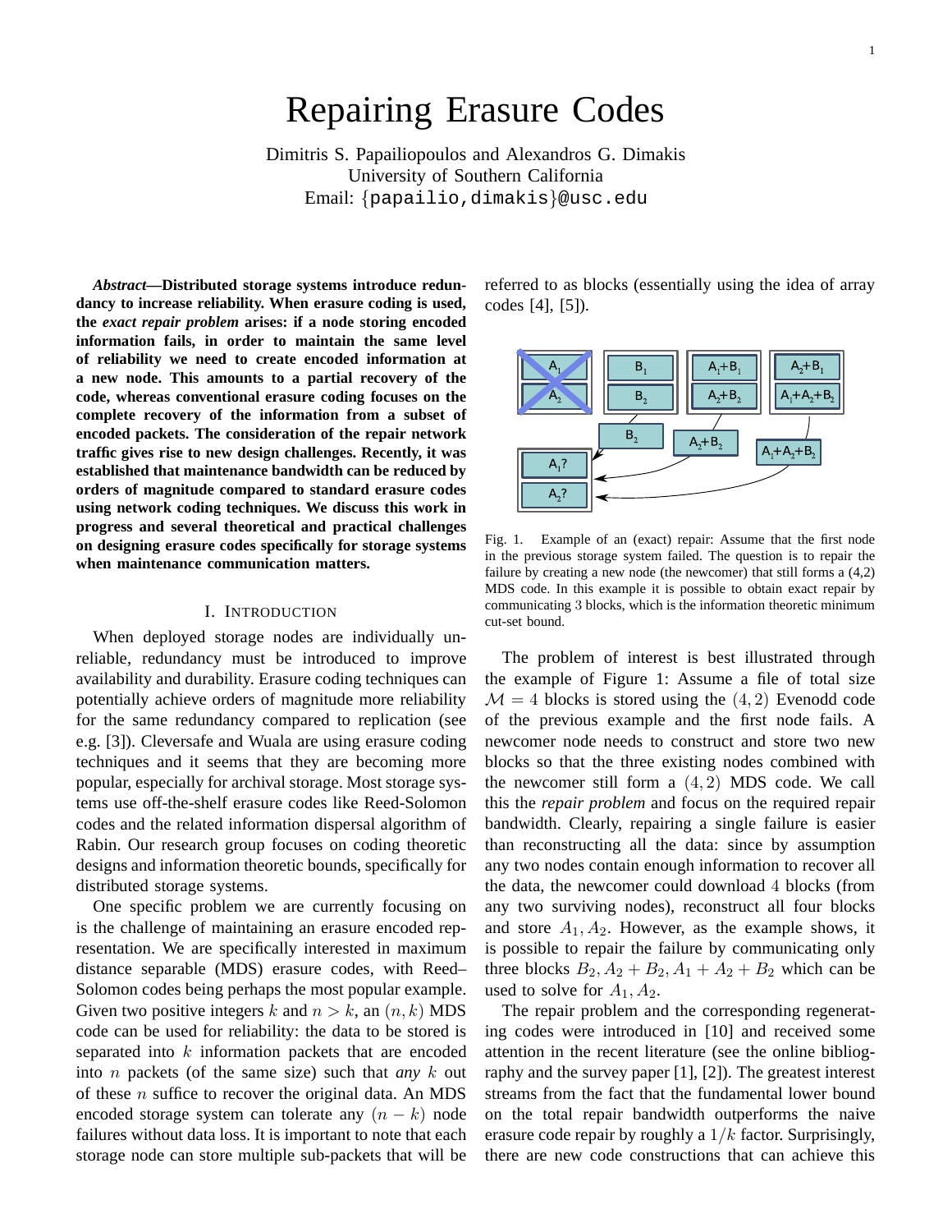# Repairing Erasure Codes

Dimitris S. Papailiopoulos and Alexandros G. Dimakis
University of Southern California
Email: {papailio,dimakis}@usc.edu

***Abstract*—Distributed storage systems introduce redundancy to increase reliability. When erasure coding is used, the *exact repair problem* arises: if a node storing encoded information fails, in order to maintain the same level of reliability we need to create encoded information at a new node. This amounts to a partial recovery of the code, whereas conventional erasure coding focuses on the complete recovery of the information from a subset of encoded packets. The consideration of the repair network traffic gives rise to new design challenges. Recently, it was established that maintenance bandwidth can be reduced by orders of magnitude compared to standard erasure codes using network coding techniques. We discuss this work in progress and several theoretical and practical challenges on designing erasure codes specifically for storage systems when maintenance communication matters.**

## I. Introduction

When deployed storage nodes are individually unreliable, redundancy must be introduced to improve availability and durability. Erasure coding techniques can potentially achieve orders of magnitude more reliability for the same redundancy compared to replication (see e.g. [3]). Cleversafe and Wuala are using erasure coding techniques and it seems that they are becoming more popular, especially for archival storage. Most storage systems use off-the-shelf erasure codes like Reed-Solomon codes and the related information dispersal algorithm of Rabin. Our research group focuses on coding theoretic designs and information theoretic bounds, specifically for distributed storage systems.

One specific problem we are currently focusing on is the challenge of maintaining an erasure encoded representation. We are specifically interested in maximum distance separable (MDS) erasure codes, with Reed–Solomon codes being perhaps the most popular example. Given two positive integers $k$ and $n > k$, an $(n, k)$ MDS code can be used for reliability: the data to be stored is separated into $k$ information packets that are encoded into $n$ packets (of the same size) such that *any* $k$ out of these $n$ suffice to recover the original data. An MDS encoded storage system can tolerate any $(n - k)$ node failures without data loss. It is important to note that each storage node can store multiple sub-packets that will be referred to as blocks (essentially using the idea of array codes [4], [5]).

Fig. 1. Example of an (exact) repair: Assume that the first node in the previous storage system failed. The question is to repair the failure by creating a new node (the newcomer) that still forms a (4,2) MDS code. In this example it is possible to obtain exact repair by communicating 3 blocks, which is the information theoretic minimum cut-set bound.

The problem of interest is best illustrated through the example of Figure 1: Assume a file of total size $\mathcal{M} = 4$ blocks is stored using the $(4, 2)$ Evenodd code of the previous example and the first node fails. A newcomer node needs to construct and store two new blocks so that the three existing nodes combined with the newcomer still form a $(4, 2)$ MDS code. We call this the *repair problem* and focus on the required repair bandwidth. Clearly, repairing a single failure is easier than reconstructing all the data: since by assumption any two nodes contain enough information to recover all the data, the newcomer could download $4$ blocks (from any two surviving nodes), reconstruct all four blocks and store $A_1, A_2$. However, as the example shows, it is possible to repair the failure by communicating only three blocks $B_2, A_2 + B_2, A_1 + A_2 + B_2$ which can be used to solve for $A_1, A_2$.

The repair problem and the corresponding regenerating codes were introduced in [10] and received some attention in the recent literature (see the online bibliography and the survey paper [1], [2]). The greatest interest streams from the fact that the fundamental lower bound on the total repair bandwidth outperforms the naive erasure code repair by roughly a $1/k$ factor. Surprisingly, there are new code constructions that can achieve this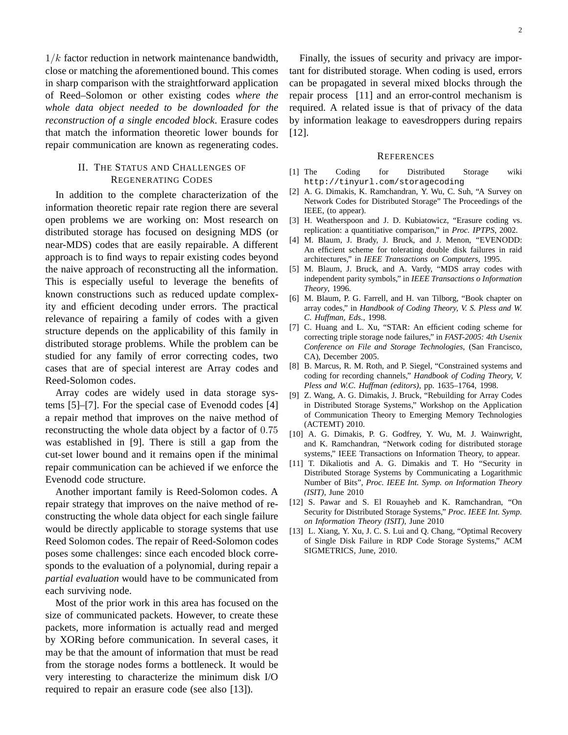$1/k$ factor reduction in network maintenance bandwidth, close or matching the aforementioned bound. This comes in sharp comparison with the straightforward application of Reed–Solomon or other existing codes *where the whole data object needed to be downloaded for the reconstruction of a single encoded block*. Erasure codes that match the information theoretic lower bounds for repair communication are known as regenerating codes.

## II. The Status and Challenges of Regenerating Codes

In addition to the complete characterization of the information theoretic repair rate region there are several open problems we are working on: Most research on distributed storage has focused on designing MDS (or near-MDS) codes that are easily repairable. A different approach is to find ways to repair existing codes beyond the naive approach of reconstructing all the information. This is especially useful to leverage the benefits of known constructions such as reduced update complexity and efficient decoding under errors. The practical relevance of repairing a family of codes with a given structure depends on the applicability of this family in distributed storage problems. While the problem can be studied for any family of error correcting codes, two cases that are of special interest are Array codes and Reed-Solomon codes.

Array codes are widely used in data storage systems [5]–[7]. For the special case of Evenodd codes [4] a repair method that improves on the naive method of reconstructing the whole data object by a factor of $0.75$ was established in [9]. There is still a gap from the cut-set lower bound and it remains open if the minimal repair communication can be achieved if we enforce the Evenodd code structure.

Another important family is Reed-Solomon codes. A repair strategy that improves on the naive method of reconstructing the whole data object for each single failure would be directly applicable to storage systems that use Reed Solomon codes. The repair of Reed-Solomon codes poses some challenges: since each encoded block corresponds to the evaluation of a polynomial, during repair a *partial evaluation* would have to be communicated from each surviving node.

Most of the prior work in this area has focused on the size of communicated packets. However, to create these packets, more information is actually read and merged by XORing before communication. In several cases, it may be that the amount of information that must be read from the storage nodes forms a bottleneck. It would be very interesting to characterize the minimum disk I/O required to repair an erasure code (see also [13]).

Finally, the issues of security and privacy are important for distributed storage. When coding is used, errors can be propagated in several mixed blocks through the repair process [11] and an error-control mechanism is required. A related issue is that of privacy of the data by information leakage to eavesdroppers during repairs [12].

## References

[1] The Coding for Distributed Storage wiki `http://tinyurl.com/storagecoding`

[2] A. G. Dimakis, K. Ramchandran, Y. Wu, C. Suh, "A Survey on Network Codes for Distributed Storage" The Proceedings of the IEEE, (to appear).

[3] H. Weatherspoon and J. D. Kubiatowicz, "Erasure coding vs. replication: a quantitiative comparison," in *Proc. IPTPS*, 2002.

[4] M. Blaum, J. Brady, J. Bruck, and J. Menon, "EVENODD: An efficient scheme for tolerating double disk failures in raid architectures," in *IEEE Transactions on Computers*, 1995.

[5] M. Blaum, J. Bruck, and A. Vardy, "MDS array codes with independent parity symbols," in *IEEE Transactions o Information Theory*, 1996.

[6] M. Blaum, P. G. Farrell, and H. van Tilborg, "Book chapter on array codes," in *Handbook of Coding Theory, V. S. Pless and W. C. Huffman, Eds.*, 1998.

[7] C. Huang and L. Xu, "STAR: An efficient coding scheme for correcting triple storage node failures," in *FAST-2005: 4th Usenix Conference on File and Storage Technologies*, (San Francisco, CA), December 2005.

[8] B. Marcus, R. M. Roth, and P. Siegel, "Constrained systems and coding for recording channels," *Handbook of Coding Theory, V. Pless and W.C. Huffman (editors)*, pp. 1635–1764, 1998.

[9] Z. Wang, A. G. Dimakis, J. Bruck, "Rebuilding for Array Codes in Distributed Storage Systems," Workshop on the Application of Communication Theory to Emerging Memory Technologies (ACTEMT) 2010.

[10] A. G. Dimakis, P. G. Godfrey, Y. Wu, M. J. Wainwright, and K. Ramchandran, "Network coding for distributed storage systems," IEEE Transactions on Information Theory, to appear.

[11] T. Dikaliotis and A. G. Dimakis and T. Ho "Security in Distributed Storage Systems by Communicating a Logarithmic Number of Bits", *Proc. IEEE Int. Symp. on Information Theory (ISIT)*, June 2010

[12] S. Pawar and S. El Rouayheb and K. Ramchandran, "On Security for Distributed Storage Systems," *Proc. IEEE Int. Symp. on Information Theory (ISIT)*, June 2010

[13] L. Xiang, Y. Xu, J. C. S. Lui and Q. Chang, "Optimal Recovery of Single Disk Failure in RDP Code Storage Systems," ACM SIGMETRICS, June, 2010.